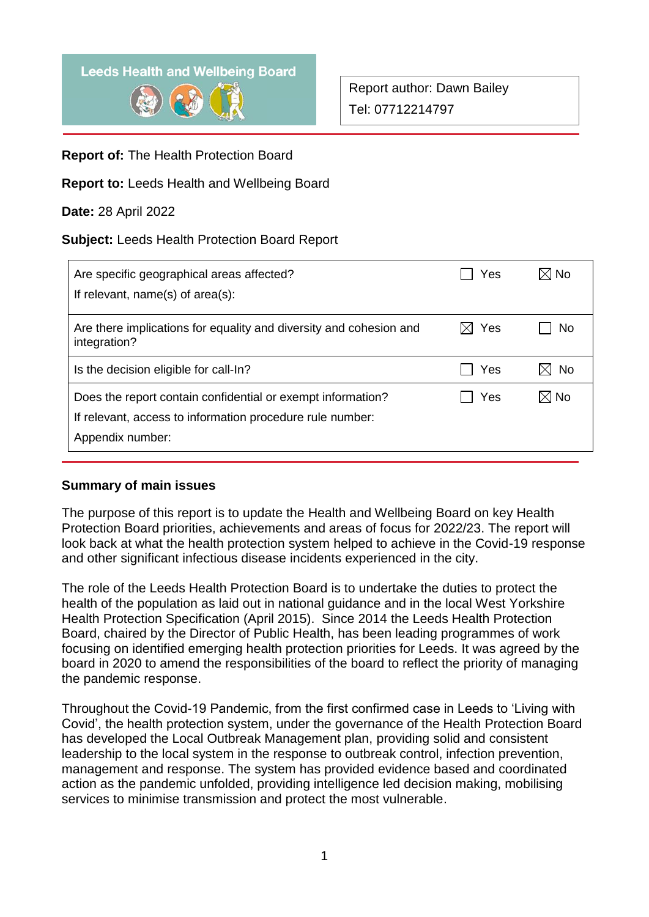Leeds Health and Wellbeing Board

| Report author: Dawn Bailey |
| --- |
| Tel: 07712214797 |

**Report of:** The Health Protection Board

**Report to:** Leeds Health and Wellbeing Board

**Date:** 28 April 2022

**Subject:** Leeds Health Protection Board Report

| | | |
| --- | --- | --- |
| Are specific geographical areas affected?<br>If relevant, name(s) of area(s): | ☐ Yes | ☒ No |
| Are there implications for equality and diversity and cohesion and integration? | ☒ Yes | ☐ No |
| Is the decision eligible for call-In? | ☐ Yes | ☒ No |
| Does the report contain confidential or exempt information?<br>If relevant, access to information procedure rule number:<br>Appendix number: | ☐ Yes | ☒ No |

## Summary of main issues

The purpose of this report is to update the Health and Wellbeing Board on key Health Protection Board priorities, achievements and areas of focus for 2022/23. The report will look back at what the health protection system helped to achieve in the Covid-19 response and other significant infectious disease incidents experienced in the city.

The role of the Leeds Health Protection Board is to undertake the duties to protect the health of the population as laid out in national guidance and in the local West Yorkshire Health Protection Specification (April 2015). Since 2014 the Leeds Health Protection Board, chaired by the Director of Public Health, has been leading programmes of work focusing on identified emerging health protection priorities for Leeds. It was agreed by the board in 2020 to amend the responsibilities of the board to reflect the priority of managing the pandemic response.

Throughout the Covid-19 Pandemic, from the first confirmed case in Leeds to 'Living with Covid', the health protection system, under the governance of the Health Protection Board has developed the Local Outbreak Management plan, providing solid and consistent leadership to the local system in the response to outbreak control, infection prevention, management and response. The system has provided evidence based and coordinated action as the pandemic unfolded, providing intelligence led decision making, mobilising services to minimise transmission and protect the most vulnerable.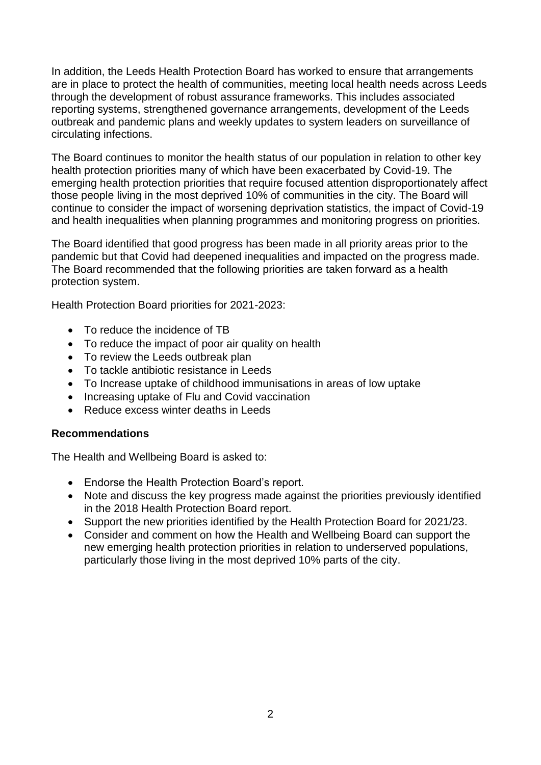In addition, the Leeds Health Protection Board has worked to ensure that arrangements are in place to protect the health of communities, meeting local health needs across Leeds through the development of robust assurance frameworks. This includes associated reporting systems, strengthened governance arrangements, development of the Leeds outbreak and pandemic plans and weekly updates to system leaders on surveillance of circulating infections.

The Board continues to monitor the health status of our population in relation to other key health protection priorities many of which have been exacerbated by Covid-19. The emerging health protection priorities that require focused attention disproportionately affect those people living in the most deprived 10% of communities in the city. The Board will continue to consider the impact of worsening deprivation statistics, the impact of Covid-19 and health inequalities when planning programmes and monitoring progress on priorities.

The Board identified that good progress has been made in all priority areas prior to the pandemic but that Covid had deepened inequalities and impacted on the progress made. The Board recommended that the following priorities are taken forward as a health protection system.

Health Protection Board priorities for 2021-2023:

- To reduce the incidence of TB
- To reduce the impact of poor air quality on health
- To review the Leeds outbreak plan
- To tackle antibiotic resistance in Leeds
- To Increase uptake of childhood immunisations in areas of low uptake
- Increasing uptake of Flu and Covid vaccination
- Reduce excess winter deaths in Leeds

**Recommendations**

The Health and Wellbeing Board is asked to:

- Endorse the Health Protection Board's report.
- Note and discuss the key progress made against the priorities previously identified in the 2018 Health Protection Board report.
- Support the new priorities identified by the Health Protection Board for 2021/23.
- Consider and comment on how the Health and Wellbeing Board can support the new emerging health protection priorities in relation to underserved populations, particularly those living in the most deprived 10% parts of the city.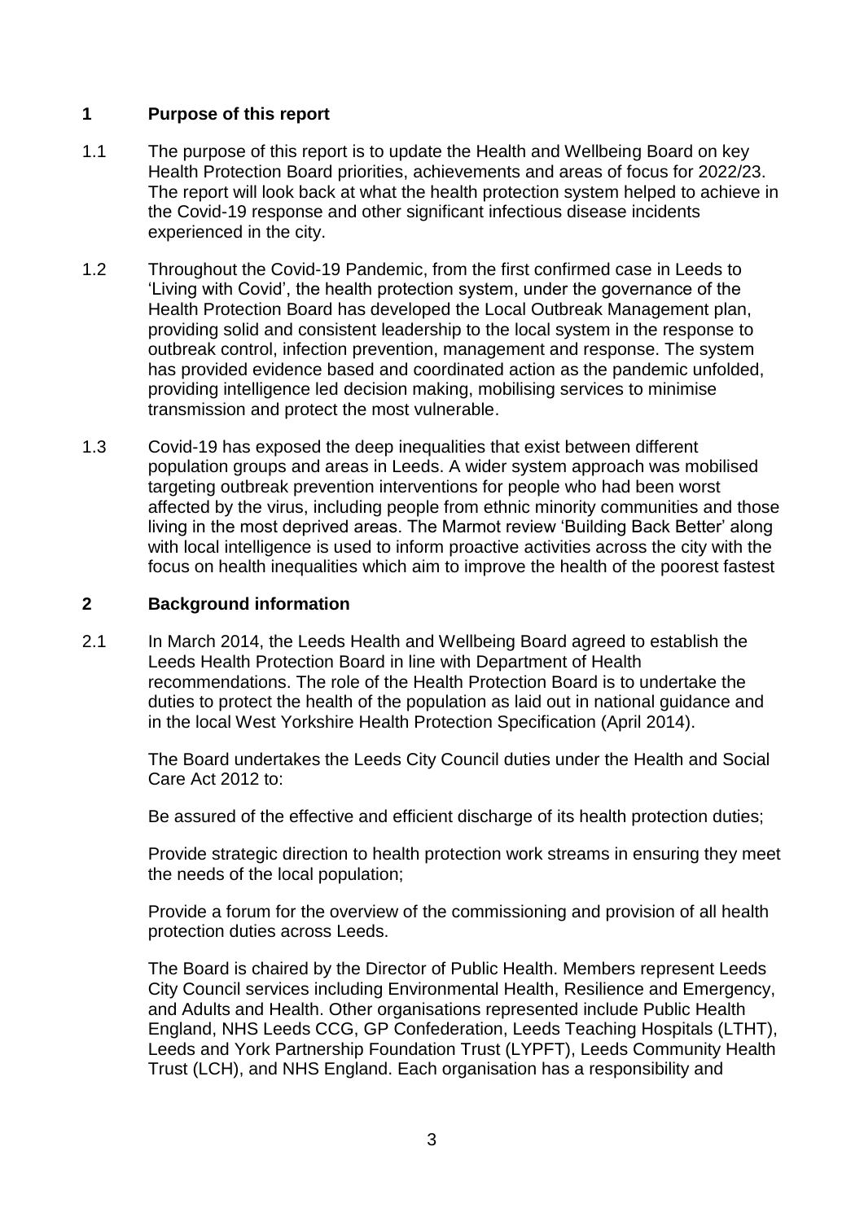## 1 Purpose of this report

1.1 The purpose of this report is to update the Health and Wellbeing Board on key Health Protection Board priorities, achievements and areas of focus for 2022/23. The report will look back at what the health protection system helped to achieve in the Covid-19 response and other significant infectious disease incidents experienced in the city.

1.2 Throughout the Covid-19 Pandemic, from the first confirmed case in Leeds to 'Living with Covid', the health protection system, under the governance of the Health Protection Board has developed the Local Outbreak Management plan, providing solid and consistent leadership to the local system in the response to outbreak control, infection prevention, management and response. The system has provided evidence based and coordinated action as the pandemic unfolded, providing intelligence led decision making, mobilising services to minimise transmission and protect the most vulnerable.

1.3 Covid-19 has exposed the deep inequalities that exist between different population groups and areas in Leeds. A wider system approach was mobilised targeting outbreak prevention interventions for people who had been worst affected by the virus, including people from ethnic minority communities and those living in the most deprived areas. The Marmot review 'Building Back Better' along with local intelligence is used to inform proactive activities across the city with the focus on health inequalities which aim to improve the health of the poorest fastest

## 2 Background information

2.1 In March 2014, the Leeds Health and Wellbeing Board agreed to establish the Leeds Health Protection Board in line with Department of Health recommendations. The role of the Health Protection Board is to undertake the duties to protect the health of the population as laid out in national guidance and in the local West Yorkshire Health Protection Specification (April 2014).

The Board undertakes the Leeds City Council duties under the Health and Social Care Act 2012 to:

Be assured of the effective and efficient discharge of its health protection duties;

Provide strategic direction to health protection work streams in ensuring they meet the needs of the local population;

Provide a forum for the overview of the commissioning and provision of all health protection duties across Leeds.

The Board is chaired by the Director of Public Health. Members represent Leeds City Council services including Environmental Health, Resilience and Emergency, and Adults and Health. Other organisations represented include Public Health England, NHS Leeds CCG, GP Confederation, Leeds Teaching Hospitals (LTHT), Leeds and York Partnership Foundation Trust (LYPFT), Leeds Community Health Trust (LCH), and NHS England. Each organisation has a responsibility and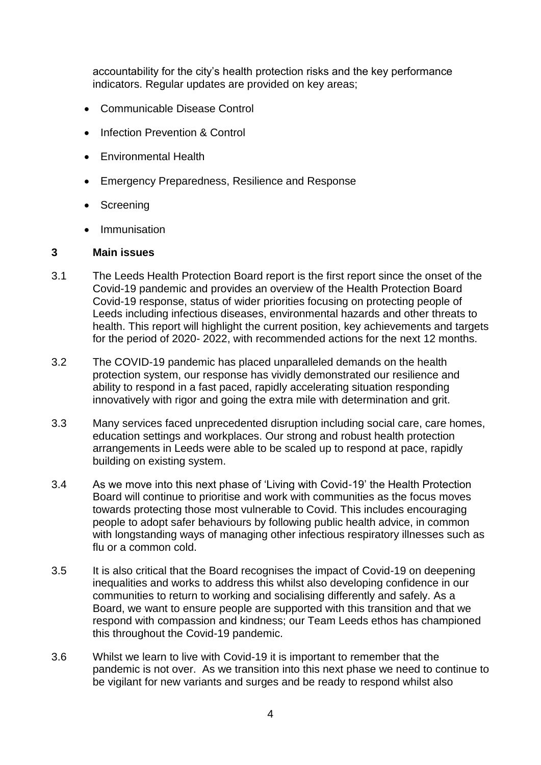accountability for the city's health protection risks and the key performance indicators. Regular updates are provided on key areas;

- Communicable Disease Control
- Infection Prevention & Control
- Environmental Health
- Emergency Preparedness, Resilience and Response
- Screening
- Immunisation

## 3 Main issues

3.1 The Leeds Health Protection Board report is the first report since the onset of the Covid-19 pandemic and provides an overview of the Health Protection Board Covid-19 response, status of wider priorities focusing on protecting people of Leeds including infectious diseases, environmental hazards and other threats to health. This report will highlight the current position, key achievements and targets for the period of 2020- 2022, with recommended actions for the next 12 months.

3.2 The COVID-19 pandemic has placed unparalleled demands on the health protection system, our response has vividly demonstrated our resilience and ability to respond in a fast paced, rapidly accelerating situation responding innovatively with rigor and going the extra mile with determination and grit.

3.3 Many services faced unprecedented disruption including social care, care homes, education settings and workplaces. Our strong and robust health protection arrangements in Leeds were able to be scaled up to respond at pace, rapidly building on existing system.

3.4 As we move into this next phase of 'Living with Covid-19' the Health Protection Board will continue to prioritise and work with communities as the focus moves towards protecting those most vulnerable to Covid. This includes encouraging people to adopt safer behaviours by following public health advice, in common with longstanding ways of managing other infectious respiratory illnesses such as flu or a common cold.

3.5 It is also critical that the Board recognises the impact of Covid-19 on deepening inequalities and works to address this whilst also developing confidence in our communities to return to working and socialising differently and safely. As a Board, we want to ensure people are supported with this transition and that we respond with compassion and kindness; our Team Leeds ethos has championed this throughout the Covid-19 pandemic.

3.6 Whilst we learn to live with Covid-19 it is important to remember that the pandemic is not over. As we transition into this next phase we need to continue to be vigilant for new variants and surges and be ready to respond whilst also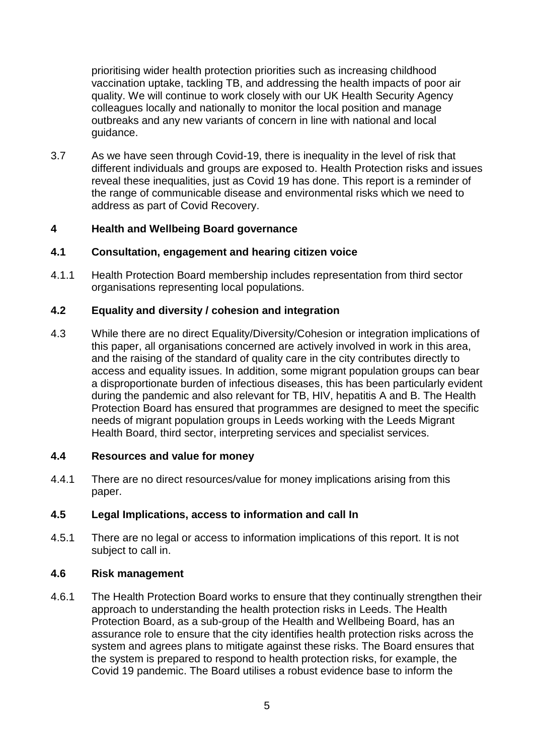prioritising wider health protection priorities such as increasing childhood vaccination uptake, tackling TB, and addressing the health impacts of poor air quality. We will continue to work closely with our UK Health Security Agency colleagues locally and nationally to monitor the local position and manage outbreaks and any new variants of concern in line with national and local guidance.

3.7 As we have seen through Covid-19, there is inequality in the level of risk that different individuals and groups are exposed to. Health Protection risks and issues reveal these inequalities, just as Covid 19 has done. This report is a reminder of the range of communicable disease and environmental risks which we need to address as part of Covid Recovery.

## 4 Health and Wellbeing Board governance

### 4.1 Consultation, engagement and hearing citizen voice

4.1.1 Health Protection Board membership includes representation from third sector organisations representing local populations.

### 4.2 Equality and diversity / cohesion and integration

4.3 While there are no direct Equality/Diversity/Cohesion or integration implications of this paper, all organisations concerned are actively involved in work in this area, and the raising of the standard of quality care in the city contributes directly to access and equality issues. In addition, some migrant population groups can bear a disproportionate burden of infectious diseases, this has been particularly evident during the pandemic and also relevant for TB, HIV, hepatitis A and B. The Health Protection Board has ensured that programmes are designed to meet the specific needs of migrant population groups in Leeds working with the Leeds Migrant Health Board, third sector, interpreting services and specialist services.

### 4.4 Resources and value for money

4.4.1 There are no direct resources/value for money implications arising from this paper.

### 4.5 Legal Implications, access to information and call In

4.5.1 There are no legal or access to information implications of this report. It is not subject to call in.

### 4.6 Risk management

4.6.1 The Health Protection Board works to ensure that they continually strengthen their approach to understanding the health protection risks in Leeds. The Health Protection Board, as a sub-group of the Health and Wellbeing Board, has an assurance role to ensure that the city identifies health protection risks across the system and agrees plans to mitigate against these risks. The Board ensures that the system is prepared to respond to health protection risks, for example, the Covid 19 pandemic. The Board utilises a robust evidence base to inform the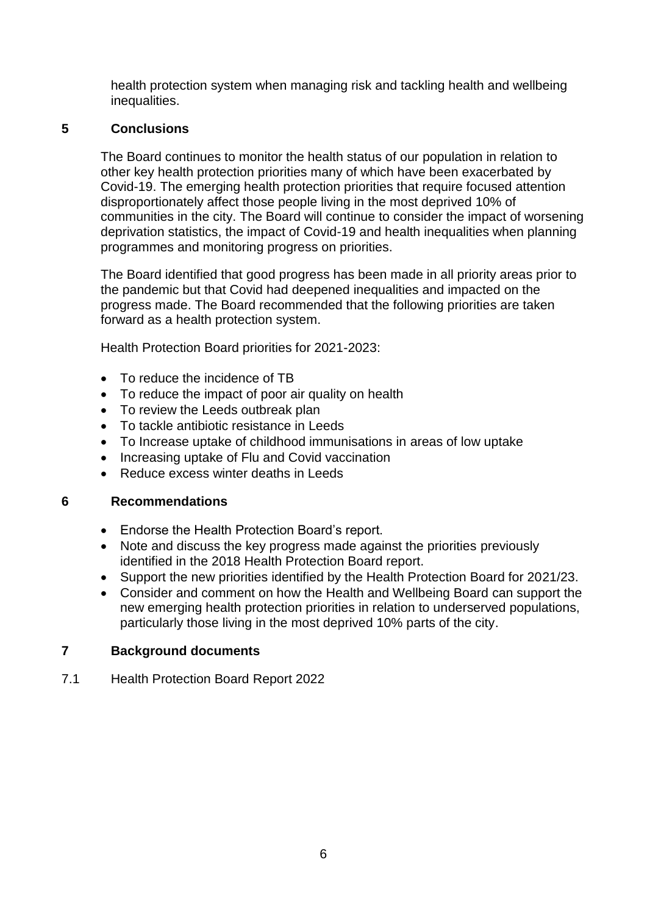health protection system when managing risk and tackling health and wellbeing inequalities.

## 5 Conclusions

The Board continues to monitor the health status of our population in relation to other key health protection priorities many of which have been exacerbated by Covid-19. The emerging health protection priorities that require focused attention disproportionately affect those people living in the most deprived 10% of communities in the city. The Board will continue to consider the impact of worsening deprivation statistics, the impact of Covid-19 and health inequalities when planning programmes and monitoring progress on priorities.

The Board identified that good progress has been made in all priority areas prior to the pandemic but that Covid had deepened inequalities and impacted on the progress made. The Board recommended that the following priorities are taken forward as a health protection system.

Health Protection Board priorities for 2021-2023:

- To reduce the incidence of TB
- To reduce the impact of poor air quality on health
- To review the Leeds outbreak plan
- To tackle antibiotic resistance in Leeds
- To Increase uptake of childhood immunisations in areas of low uptake
- Increasing uptake of Flu and Covid vaccination
- Reduce excess winter deaths in Leeds

## 6 Recommendations

- Endorse the Health Protection Board's report.
- Note and discuss the key progress made against the priorities previously identified in the 2018 Health Protection Board report.
- Support the new priorities identified by the Health Protection Board for 2021/23.
- Consider and comment on how the Health and Wellbeing Board can support the new emerging health protection priorities in relation to underserved populations, particularly those living in the most deprived 10% parts of the city.

## 7 Background documents

7.1 Health Protection Board Report 2022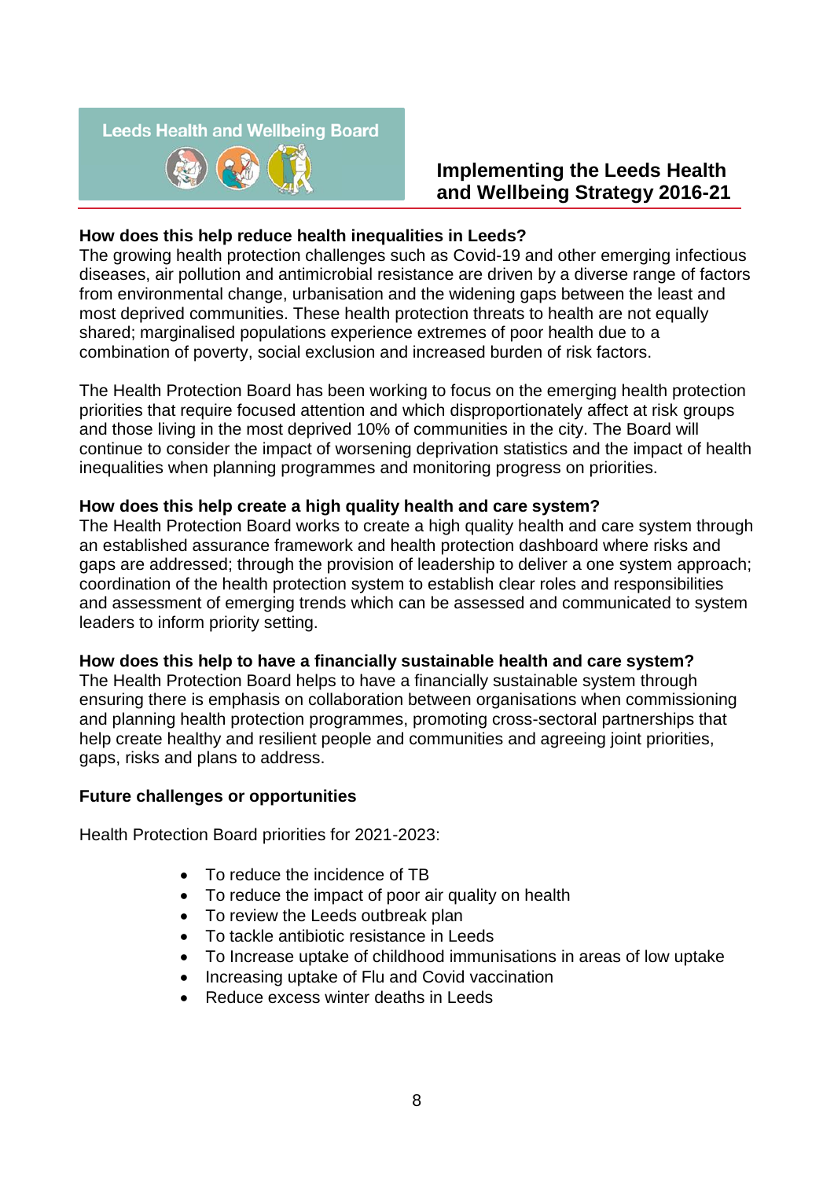**How does this help reduce health inequalities in Leeds?**
The growing health protection challenges such as Covid-19 and other emerging infectious diseases, air pollution and antimicrobial resistance are driven by a diverse range of factors from environmental change, urbanisation and the widening gaps between the least and most deprived communities. These health protection threats to health are not equally shared; marginalised populations experience extremes of poor health due to a combination of poverty, social exclusion and increased burden of risk factors.

The Health Protection Board has been working to focus on the emerging health protection priorities that require focused attention and which disproportionately affect at risk groups and those living in the most deprived 10% of communities in the city. The Board will continue to consider the impact of worsening deprivation statistics and the impact of health inequalities when planning programmes and monitoring progress on priorities.

**How does this help create a high quality health and care system?**
The Health Protection Board works to create a high quality health and care system through an established assurance framework and health protection dashboard where risks and gaps are addressed; through the provision of leadership to deliver a one system approach; coordination of the health protection system to establish clear roles and responsibilities and assessment of emerging trends which can be assessed and communicated to system leaders to inform priority setting.

**How does this help to have a financially sustainable health and care system?**
The Health Protection Board helps to have a financially sustainable system through ensuring there is emphasis on collaboration between organisations when commissioning and planning health protection programmes, promoting cross-sectoral partnerships that help create healthy and resilient people and communities and agreeing joint priorities, gaps, risks and plans to address.

**Future challenges or opportunities**

Health Protection Board priorities for 2021-2023:

- To reduce the incidence of TB
- To reduce the impact of poor air quality on health
- To review the Leeds outbreak plan
- To tackle antibiotic resistance in Leeds
- To Increase uptake of childhood immunisations in areas of low uptake
- Increasing uptake of Flu and Covid vaccination
- Reduce excess winter deaths in Leeds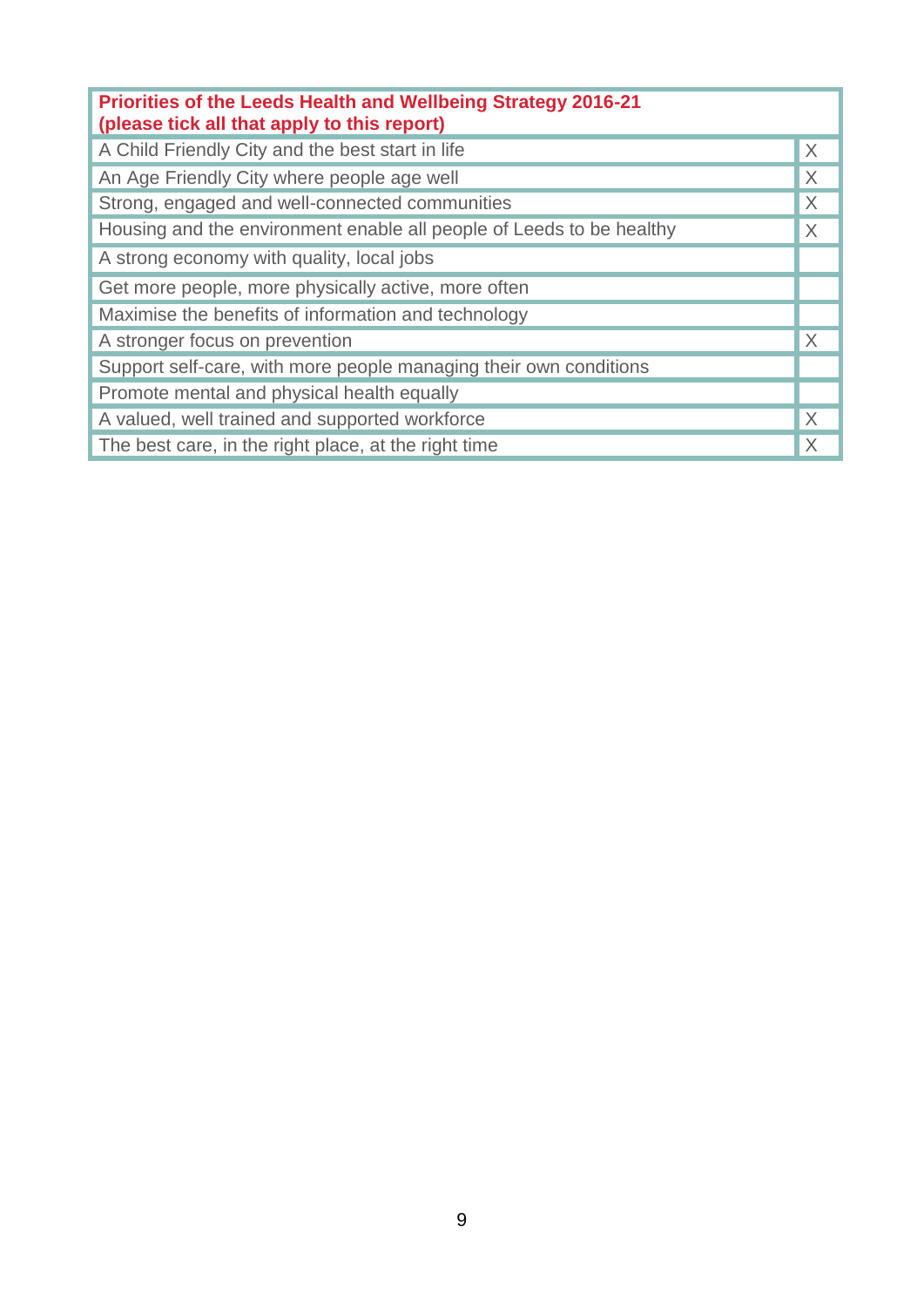| Priorities of the Leeds Health and Wellbeing Strategy 2016-21 (please tick all that apply to this report) | |
|---|---|
| A Child Friendly City and the best start in life | X |
| An Age Friendly City where people age well | X |
| Strong, engaged and well-connected communities | X |
| Housing and the environment enable all people of Leeds to be healthy | X |
| A strong economy with quality, local jobs | |
| Get more people, more physically active, more often | |
| Maximise the benefits of information and technology | |
| A stronger focus on prevention | X |
| Support self-care, with more people managing their own conditions | |
| Promote mental and physical health equally | |
| A valued, well trained and supported workforce | X |
| The best care, in the right place, at the right time | X |